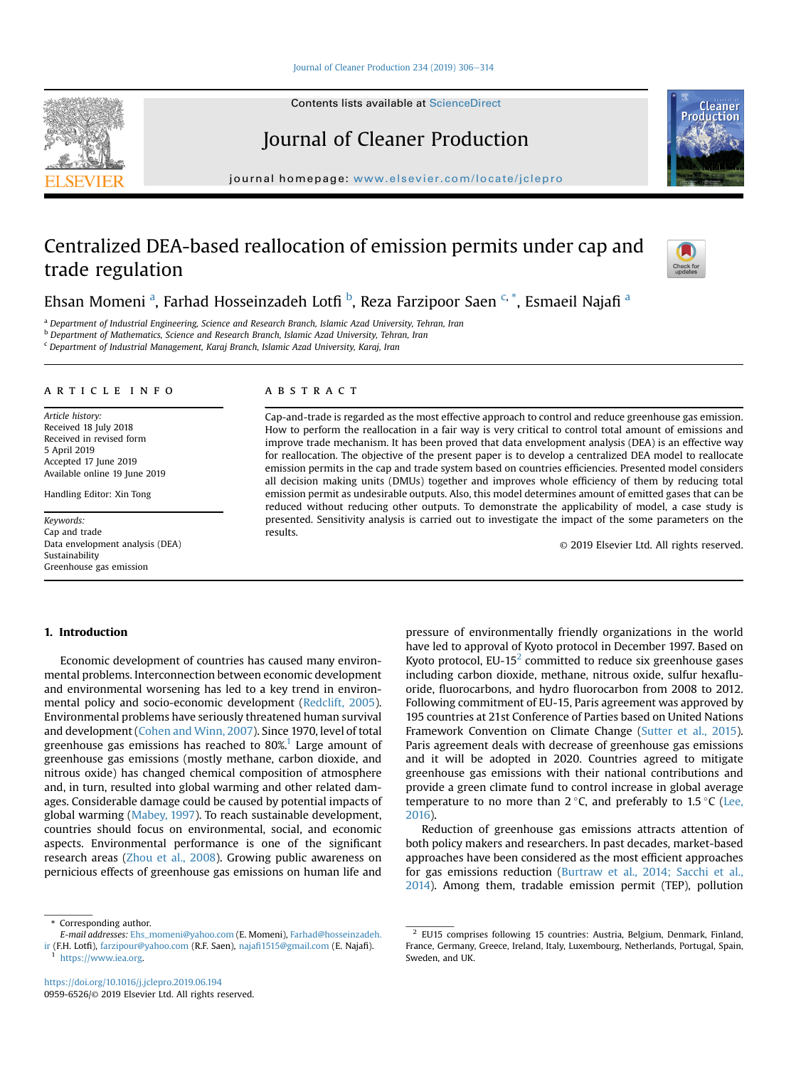# Centralized DEA-based reallocation of emission permits under cap and trade regulation

Ehsan Momeni [a], Farhad Hosseinzadeh Lotfi [b], Reza Farzipoor Saen [c,*], Esmaeil Najafi [a]

[a] Department of Industrial Engineering, Science and Research Branch, Islamic Azad University, Tehran, Iran
[b] Department of Mathematics, Science and Research Branch, Islamic Azad University, Tehran, Iran
[c] Department of Industrial Management, Karaj Branch, Islamic Azad University, Karaj, Iran

## ARTICLE INFO

*Article history:*
Received 18 July 2018
Received in revised form
5 April 2019
Accepted 17 June 2019
Available online 19 June 2019

Handling Editor: Xin Tong

*Keywords:*
Cap and trade
Data envelopment analysis (DEA)
Sustainability
Greenhouse gas emission

## ABSTRACT

Cap-and-trade is regarded as the most effective approach to control and reduce greenhouse gas emission. How to perform the reallocation in a fair way is very critical to control total amount of emissions and improve trade mechanism. It has been proved that data envelopment analysis (DEA) is an effective way for reallocation. The objective of the present paper is to develop a centralized DEA model to reallocate emission permits in the cap and trade system based on countries efficiencies. Presented model considers all decision making units (DMUs) together and improves whole efficiency of them by reducing total emission permit as undesirable outputs. Also, this model determines amount of emitted gases that can be reduced without reducing other outputs. To demonstrate the applicability of model, a case study is presented. Sensitivity analysis is carried out to investigate the impact of the some parameters on the results.

© 2019 Elsevier Ltd. All rights reserved.

## 1. Introduction

Economic development of countries has caused many environmental problems. Interconnection between economic development and environmental worsening has led to a key trend in environmental policy and socio-economic development (Redclift, 2005). Environmental problems have seriously threatened human survival and development (Cohen and Winn, 2007). Since 1970, level of total greenhouse gas emissions has reached to 80%.[1] Large amount of greenhouse gas emissions (mostly methane, carbon dioxide, and nitrous oxide) has changed chemical composition of atmosphere and, in turn, resulted into global warming and other related damages. Considerable damage could be caused by potential impacts of global warming (Mabey, 1997). To reach sustainable development, countries should focus on environmental, social, and economic aspects. Environmental performance is one of the significant research areas (Zhou et al., 2008). Growing public awareness on pernicious effects of greenhouse gas emissions on human life and pressure of environmentally friendly organizations in the world have led to approval of Kyoto protocol in December 1997. Based on Kyoto protocol, EU-15[2] committed to reduce six greenhouse gases including carbon dioxide, methane, nitrous oxide, sulfur hexafluoride, fluorocarbons, and hydro fluorocarbon from 2008 to 2012. Following commitment of EU-15, Paris agreement was approved by 195 countries at 21st Conference of Parties based on United Nations Framework Convention on Climate Change (Sutter et al., 2015). Paris agreement deals with decrease of greenhouse gas emissions and it will be adopted in 2020. Countries agreed to mitigate greenhouse gas emissions with their national contributions and provide a green climate fund to control increase in global average temperature to no more than 2 °C, and preferably to 1.5 °C (Lee, 2016).

Reduction of greenhouse gas emissions attracts attention of both policy makers and researchers. In past decades, market-based approaches have been considered as the most efficient approaches for gas emissions reduction (Burtraw et al., 2014; Sacchi et al., 2014). Among them, tradable emission permit (TEP), pollution

\* Corresponding author.
*E-mail addresses:* Ehs_momeni@yahoo.com (E. Momeni), Farhad@hosseinzadeh.ir (F.H. Lotfi), farzipour@yahoo.com (R.F. Saen), najafi1515@gmail.com (E. Najafi).
[1] https://www.iea.org.
[2] EU15 comprises following 15 countries: Austria, Belgium, Denmark, Finland, France, Germany, Greece, Ireland, Italy, Luxembourg, Netherlands, Portugal, Spain, Sweden, and UK.

https://doi.org/10.1016/j.jclepro.2019.06.194
0959-6526/© 2019 Elsevier Ltd. All rights reserved.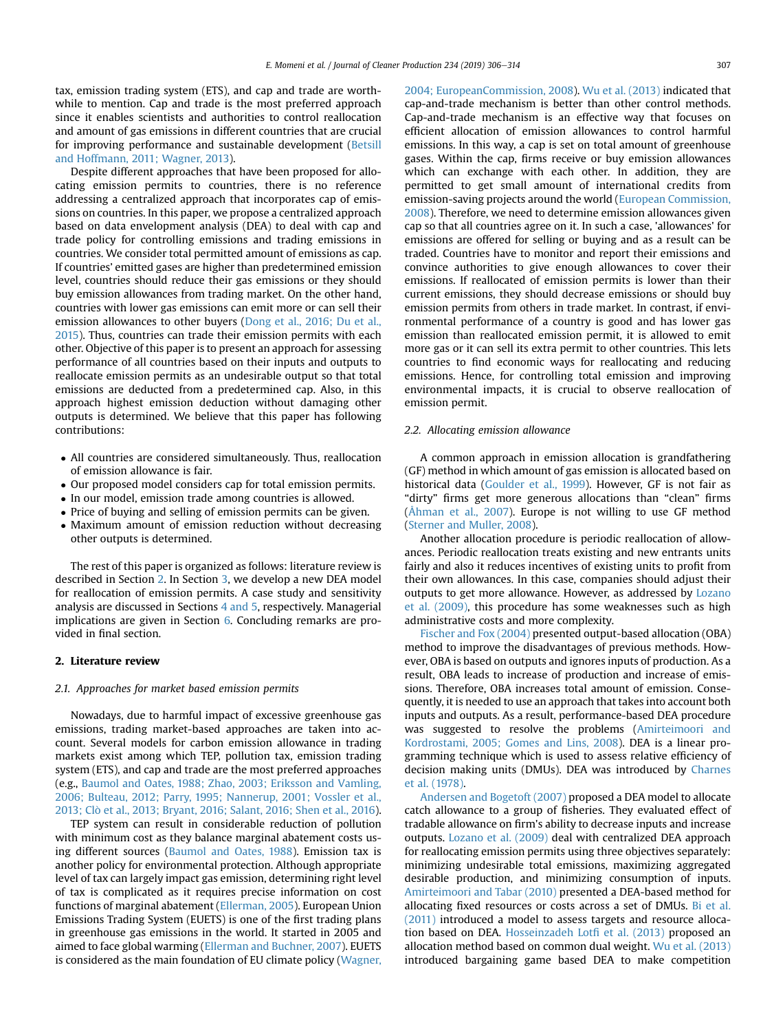tax, emission trading system (ETS), and cap and trade are worthwhile to mention. Cap and trade is the most preferred approach since it enables scientists and authorities to control reallocation and amount of gas emissions in different countries that are crucial for improving performance and sustainable development (Betsill and Hoffmann, 2011; Wagner, 2013).

Despite different approaches that have been proposed for allocating emission permits to countries, there is no reference addressing a centralized approach that incorporates cap of emissions on countries. In this paper, we propose a centralized approach based on data envelopment analysis (DEA) to deal with cap and trade policy for controlling emissions and trading emissions in countries. We consider total permitted amount of emissions as cap. If countries' emitted gases are higher than predetermined emission level, countries should reduce their gas emissions or they should buy emission allowances from trading market. On the other hand, countries with lower gas emissions can emit more or can sell their emission allowances to other buyers (Dong et al., 2016; Du et al., 2015). Thus, countries can trade their emission permits with each other. Objective of this paper is to present an approach for assessing performance of all countries based on their inputs and outputs to reallocate emission permits as an undesirable output so that total emissions are deducted from a predetermined cap. Also, in this approach highest emission deduction without damaging other outputs is determined. We believe that this paper has following contributions:

- All countries are considered simultaneously. Thus, reallocation of emission allowance is fair.
- Our proposed model considers cap for total emission permits.
- In our model, emission trade among countries is allowed.
- Price of buying and selling of emission permits can be given.
- Maximum amount of emission reduction without decreasing other outputs is determined.

The rest of this paper is organized as follows: literature review is described in Section 2. In Section 3, we develop a new DEA model for reallocation of emission permits. A case study and sensitivity analysis are discussed in Sections 4 and 5, respectively. Managerial implications are given in Section 6. Concluding remarks are provided in final section.

## 2. Literature review

### 2.1. Approaches for market based emission permits

Nowadays, due to harmful impact of excessive greenhouse gas emissions, trading market-based approaches are taken into account. Several models for carbon emission allowance in trading markets exist among which TEP, pollution tax, emission trading system (ETS), and cap and trade are the most preferred approaches (e.g., Baumol and Oates, 1988; Zhao, 2003; Eriksson and Vamling, 2006; Bulteau, 2012; Parry, 1995; Nannerup, 2001; Vossler et al., 2013; Clò et al., 2013; Bryant, 2016; Salant, 2016; Shen et al., 2016).

TEP system can result in considerable reduction of pollution with minimum cost as they balance marginal abatement costs using different sources (Baumol and Oates, 1988). Emission tax is another policy for environmental protection. Although appropriate level of tax can largely impact gas emission, determining right level of tax is complicated as it requires precise information on cost functions of marginal abatement (Ellerman, 2005). European Union Emissions Trading System (EUETS) is one of the first trading plans in greenhouse gas emissions in the world. It started in 2005 and aimed to face global warming (Ellerman and Buchner, 2007). EUETS is considered as the main foundation of EU climate policy (Wagner, 2004; EuropeanCommission, 2008). Wu et al. (2013) indicated that cap-and-trade mechanism is better than other control methods. Cap-and-trade mechanism is an effective way that focuses on efficient allocation of emission allowances to control harmful emissions. In this way, a cap is set on total amount of greenhouse gases. Within the cap, firms receive or buy emission allowances which can exchange with each other. In addition, they are permitted to get small amount of international credits from emission-saving projects around the world (European Commission, 2008). Therefore, we need to determine emission allowances given cap so that all countries agree on it. In such a case, 'allowances' for emissions are offered for selling or buying and as a result can be traded. Countries have to monitor and report their emissions and convince authorities to give enough allowances to cover their emissions. If reallocated of emission permits is lower than their current emissions, they should decrease emissions or should buy emission permits from others in trade market. In contrast, if environmental performance of a country is good and has lower gas emission than reallocated emission permit, it is allowed to emit more gas or it can sell its extra permit to other countries. This lets countries to find economic ways for reallocating and reducing emissions. Hence, for controlling total emission and improving environmental impacts, it is crucial to observe reallocation of emission permit.

### 2.2. Allocating emission allowance

A common approach in emission allocation is grandfathering (GF) method in which amount of gas emission is allocated based on historical data (Goulder et al., 1999). However, GF is not fair as "dirty" firms get more generous allocations than "clean" firms (Åhman et al., 2007). Europe is not willing to use GF method (Sterner and Muller, 2008).

Another allocation procedure is periodic reallocation of allowances. Periodic reallocation treats existing and new entrants units fairly and also it reduces incentives of existing units to profit from their own allowances. In this case, companies should adjust their outputs to get more allowance. However, as addressed by Lozano et al. (2009), this procedure has some weaknesses such as high administrative costs and more complexity.

Fischer and Fox (2004) presented output-based allocation (OBA) method to improve the disadvantages of previous methods. However, OBA is based on outputs and ignores inputs of production. As a result, OBA leads to increase of production and increase of emissions. Therefore, OBA increases total amount of emission. Consequently, it is needed to use an approach that takes into account both inputs and outputs. As a result, performance-based DEA procedure was suggested to resolve the problems (Amirteimoori and Kordrostami, 2005; Gomes and Lins, 2008). DEA is a linear programming technique which is used to assess relative efficiency of decision making units (DMUs). DEA was introduced by Charnes et al. (1978).

Andersen and Bogetoft (2007) proposed a DEA model to allocate catch allowance to a group of fisheries. They evaluated effect of tradable allowance on firm's ability to decrease inputs and increase outputs. Lozano et al. (2009) deal with centralized DEA approach for reallocating emission permits using three objectives separately: minimizing undesirable total emissions, maximizing aggregated desirable production, and minimizing consumption of inputs. Amirteimoori and Tabar (2010) presented a DEA-based method for allocating fixed resources or costs across a set of DMUs. Bi et al. (2011) introduced a model to assess targets and resource allocation based on DEA. Hosseinzadeh Lotfi et al. (2013) proposed an allocation method based on common dual weight. Wu et al. (2013) introduced bargaining game based DEA to make competition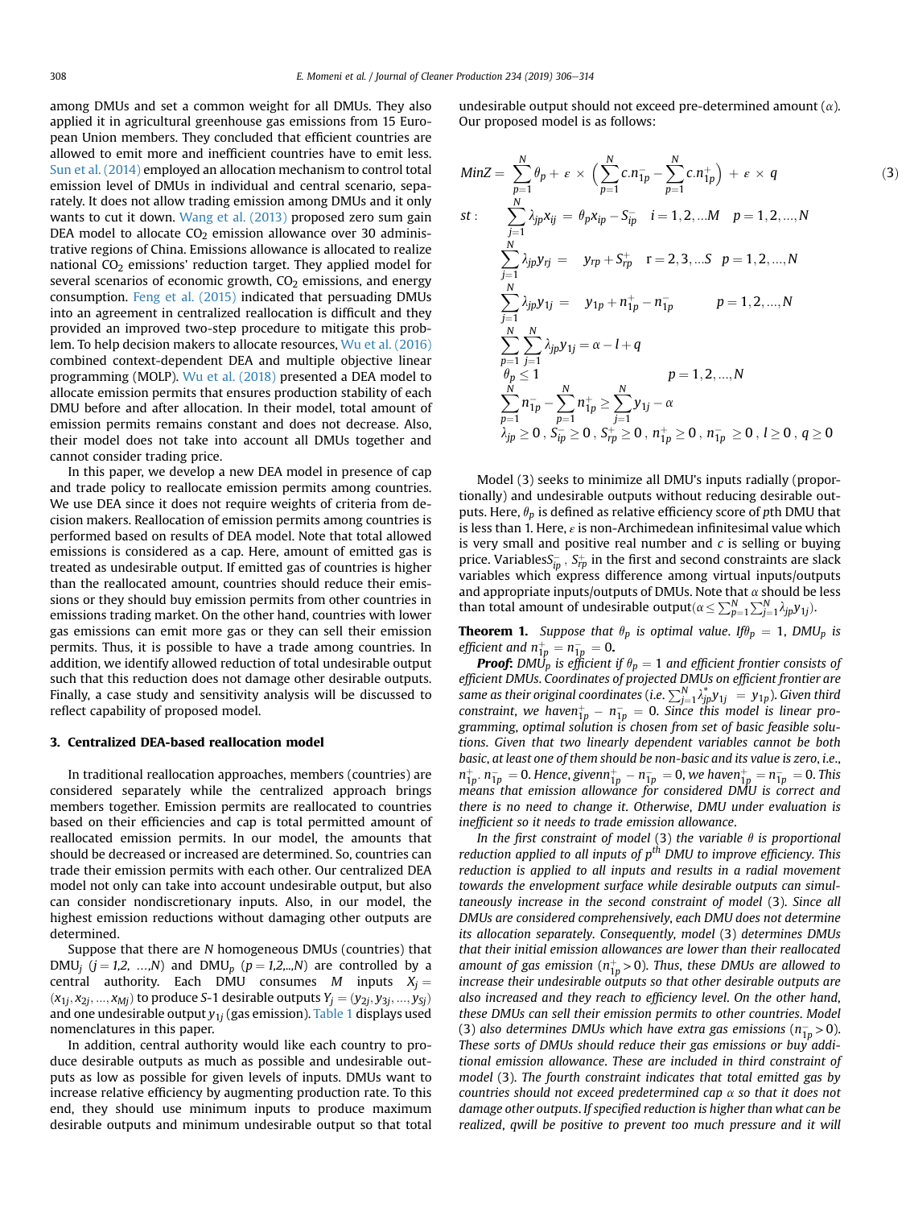among DMUs and set a common weight for all DMUs. They also applied it in agricultural greenhouse gas emissions from 15 European Union members. They concluded that efficient countries are allowed to emit more and inefficient countries have to emit less. Sun et al. (2014) employed an allocation mechanism to control total emission level of DMUs in individual and central scenario, separately. It does not allow trading emission among DMUs and it only wants to cut it down. Wang et al. (2013) proposed zero sum gain DEA model to allocate $CO_2$ emission allowance over 30 administrative regions of China. Emissions allowance is allocated to realize national $CO_2$ emissions' reduction target. They applied model for several scenarios of economic growth, $CO_2$ emissions, and energy consumption. Feng et al. (2015) indicated that persuading DMUs into an agreement in centralized reallocation is difficult and they provided an improved two-step procedure to mitigate this problem. To help decision makers to allocate resources, Wu et al. (2016) combined context-dependent DEA and multiple objective linear programming (MOLP). Wu et al. (2018) presented a DEA model to allocate emission permits that ensures production stability of each DMU before and after allocation. In their model, total amount of emission permits remains constant and does not decrease. Also, their model does not take into account all DMUs together and cannot consider trading price.

In this paper, we develop a new DEA model in presence of cap and trade policy to reallocate emission permits among countries. We use DEA since it does not require weights of criteria from decision makers. Reallocation of emission permits among countries is performed based on results of DEA model. Note that total allowed emissions is considered as a cap. Here, amount of emitted gas is treated as undesirable output. If emitted gas of countries is higher than the reallocated amount, countries should reduce their emissions or they should buy emission permits from other countries in emissions trading market. On the other hand, countries with lower gas emissions can emit more gas or they can sell their emission permits. Thus, it is possible to have a trade among countries. In addition, we identify allowed reduction of total undesirable output such that this reduction does not damage other desirable outputs. Finally, a case study and sensitivity analysis will be discussed to reflect capability of proposed model.

## 3. Centralized DEA-based reallocation model

In traditional reallocation approaches, members (countries) are considered separately while the centralized approach brings members together. Emission permits are reallocated to countries based on their efficiencies and cap is total permitted amount of reallocated emission permits. In our model, the amounts that should be decreased or increased are determined. So, countries can trade their emission permits with each other. Our centralized DEA model not only can take into account undesirable output, but also can consider nondiscretionary inputs. Also, in our model, the highest emission reductions without damaging other outputs are determined.

Suppose that there are $N$ homogeneous DMUs (countries) that DMU$_j$ ($j = 1,2, \ldots,N$) and DMU$_p$ ($p = 1,2,..,N$) are controlled by a central authority. Each DMU consumes $M$ inputs $X_j = (x_{1j}, x_{2j}, \ldots, x_{Mj})$ to produce $S$-1 desirable outputs $Y_j = (y_{2j}, y_{3j}, \ldots, y_{Sj})$ and one undesirable output $y_{1j}$ (gas emission). Table 1 displays used nomenclatures in this paper.

In addition, central authority would like each country to produce desirable outputs as much as possible and undesirable outputs as low as possible for given levels of inputs. DMUs want to increase relative efficiency by augmenting production rate. To this end, they should use minimum inputs to produce maximum desirable outputs and minimum undesirable output so that total undesirable output should not exceed pre-determined amount ($\alpha$). Our proposed model is as follows:

$$
\begin{aligned}
&\mathit{Min}Z = \sum_{p=1}^{N}\theta_p + \varepsilon \times \left(\sum_{p=1}^{N} c.n_{1p}^{-} - \sum_{p=1}^{N} c.n_{1p}^{+}\right) + \varepsilon \times q \qquad (3)\\
&st: \quad \sum_{j=1}^{N}\lambda_{jp}x_{ij} = \theta_p x_{ip} - S_{ip}^{-} \quad i = 1,2,\ldots M \quad p = 1,2,\ldots,N\\
&\qquad \sum_{j=1}^{N}\lambda_{jp}y_{rj} = \quad y_{rp} + S_{rp}^{+} \quad r = 2,3,\ldots S \quad p = 1,2,\ldots,N\\
&\qquad \sum_{j=1}^{N}\lambda_{jp}y_{1j} = \quad y_{1p} + n_{1p}^{+} - n_{1p}^{-} \qquad p = 1,2,\ldots,N\\
&\qquad \sum_{p=1}^{N}\sum_{j=1}^{N}\lambda_{jp}y_{1j} = \alpha - l + q\\
&\qquad \theta_p \le 1 \qquad\qquad p = 1,2,\ldots,N\\
&\qquad \sum_{p=1}^{N} n_{1p}^{-} - \sum_{p=1}^{N} n_{1p}^{+} \ge \sum_{j=1}^{N} y_{1j} - \alpha\\
&\qquad \lambda_{jp} \ge 0,\ S_{ip}^{-} \ge 0,\ S_{rp}^{+} \ge 0,\ n_{1p}^{+} \ge 0,\ n_{1p}^{-} \ge 0,\ l \ge 0,\ q \ge 0
\end{aligned}
$$

Model (3) seeks to minimize all DMU's inputs radially (proportionally) and undesirable outputs without reducing desirable outputs. Here, $\theta_p$ is defined as relative efficiency score of $p$th DMU that is less than 1. Here, $\varepsilon$ is non-Archimedean infinitesimal value which is very small and positive real number and $c$ is selling or buying price. Variables $S_{ip}^{-}$, $S_{rp}^{+}$ in the first and second constraints are slack variables which express difference among virtual inputs/outputs and appropriate inputs/outputs of DMUs. Note that $\alpha$ should be less than total amount of undesirable output($\alpha \le \sum_{p=1}^{N}\sum_{j=1}^{N}\lambda_{jp}y_{1j}$).

**Theorem 1.** *Suppose that $\theta_p$ is optimal value. If $\theta_p = 1$, DMU$_p$ is efficient and $n_{1p}^{+} = n_{1p}^{-} = 0$.*

***Proof:*** *DMU$_p$ is efficient if $\theta_p = 1$ and efficient frontier consists of efficient DMUs. Coordinates of projected DMUs on efficient frontier are same as their original coordinates (i.e. $\sum_{j=1}^{N}\lambda_{jp}^{*}y_{1j} = y_{1p}$). Given third constraint, we have $n_{1p}^{+} - n_{1p}^{-} = 0$. Since this model is linear programming, optimal solution is chosen from set of basic feasible solutions. Given that two linearly dependent variables cannot be both basic, at least one of them should be non-basic and its value is zero, i.e., $n_{1p}^{+}.\, n_{1p}^{-} = 0$. Hence, given $n_{1p}^{+} - n_{1p}^{-} = 0$, we have $n_{1p}^{+} = n_{1p}^{-} = 0$. This means that emission allowance for considered DMU is correct and there is no need to change it. Otherwise, DMU under evaluation is inefficient so it needs to trade emission allowance.*

*In the first constraint of model (3) the variable $\theta$ is proportional reduction applied to all inputs of $p^{th}$ DMU to improve efficiency. This reduction is applied to all inputs and results in a radial movement towards the envelopment surface while desirable outputs can simultaneously increase in the second constraint of model (3). Since all DMUs are considered comprehensively, each DMU does not determine its allocation separately. Consequently, model (3) determines DMUs that their initial emission allowances are lower than their reallocated amount of gas emission ($n_{1p}^{+} > 0$). Thus, these DMUs are allowed to increase their undesirable outputs so that other desirable outputs are also increased and they reach to efficiency level. On the other hand, these DMUs can sell their emission permits to other countries. Model (3) also determines DMUs which have extra gas emissions ($n_{1p}^{-} > 0$). These sorts of DMUs should reduce their gas emissions or buy additional emission allowance. These are included in third constraint of model (3). The fourth constraint indicates that total emitted gas by countries should not exceed predetermined cap $\alpha$ so that it does not damage other outputs. If specified reduction is higher than what can be realized, $q$will be positive to prevent too much pressure and it will*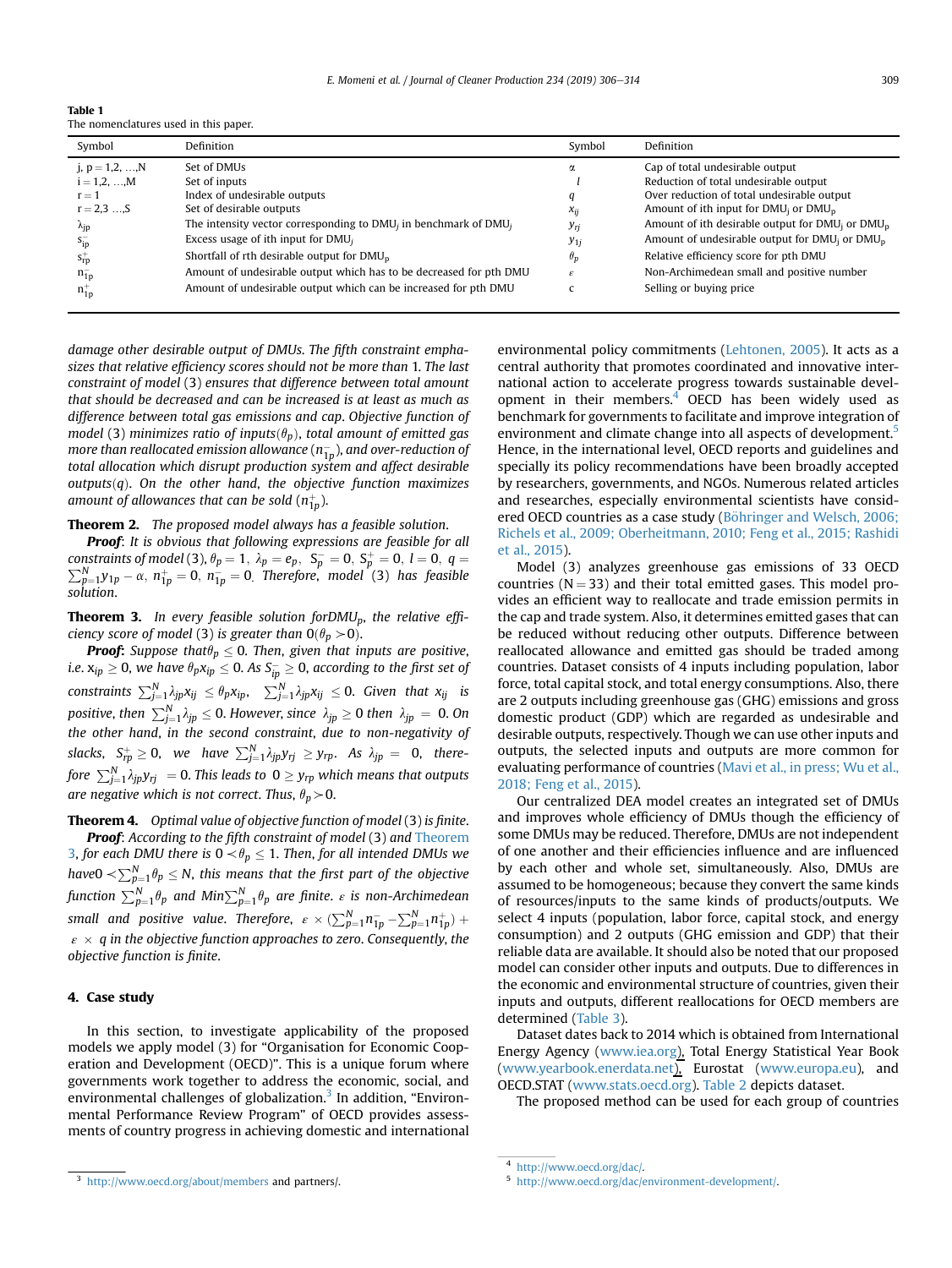**Table 1**
The nomenclatures used in this paper.

| Symbol | Definition | Symbol | Definition |
|---|---|---|---|
| j, p = 1,2, …,N | Set of DMUs | $\alpha$ | Cap of total undesirable output |
| i = 1,2, …,M | Set of inputs | $l$ | Reduction of total undesirable output |
| r = 1 | Index of undesirable outputs | $q$ | Over reduction of total undesirable output |
| r = 2,3 …,S | Set of desirable outputs | $x_{ij}$ | Amount of ith input for $DMU_j$ or $DMU_p$ |
| $\lambda_{jp}$ | The intensity vector corresponding to $DMU_j$ in benchmark of $DMU_j$ | $y_{rj}$ | Amount of ith desirable output for $DMU_j$ or $DMU_p$ |
| $s^-_{ip}$ | Excess usage of ith input for $DMU_j$ | $y_{1j}$ | Amount of undesirable output for $DMU_j$ or $DMU_p$ |
| $s^+_{rp}$ | Shortfall of rth desirable output for $DMU_p$ | $\theta_p$ | Relative efficiency score for pth DMU |
| $n^-_{1p}$ | Amount of undesirable output which has to be decreased for pth DMU | $\varepsilon$ | Non-Archimedean small and positive number |
| $n^+_{1p}$ | Amount of undesirable output which can be increased for pth DMU | c | Selling or buying price |

*damage other desirable output of DMUs. The fifth constraint emphasizes that relative efficiency scores should not be more than 1. The last constraint of model (3) ensures that difference between total amount that should be decreased and can be increased is at least as much as difference between total gas emissions and cap. Objective function of model (3) minimizes ratio of inputs($\theta_p$), total amount of emitted gas more than reallocated emission allowance ($n^-_{1p}$), and over-reduction of total allocation which disrupt production system and affect desirable outputs($q$). On the other hand, the objective function maximizes amount of allowances that can be sold ($n^+_{1p}$).*

**Theorem 2.** *The proposed model always has a feasible solution.*

***Proof***: *It is obvious that following expressions are feasible for all constraints of model (3), $\theta_p = 1,\ \lambda_p = e_p,\ S^-_p = 0,\ S^+_p = 0,\ l = 0,\ q = \sum_{p=1}^{N} y_{1p} - \alpha,\ n^+_{1p} = 0,\ n^-_{1p} = 0$. Therefore, model (3) has feasible solution.*

**Theorem 3.** *In every feasible solution for$DMU_p$, the relative efficiency score of model (3) is greater than 0($\theta_p > 0$).*

***Proof:*** *Suppose that$\theta_p \le 0$. Then, given that inputs are positive, i.e. $x_{ip} \ge 0$, we have $\theta_p x_{ip} \le 0$. As $S^-_{ip} \ge 0$, according to the first set of constraints $\sum_{j=1}^{N}\lambda_{jp}x_{ij} \le \theta_p x_{ip}$, $\sum_{j=1}^{N}\lambda_{jp}x_{ij} \le 0$. Given that $x_{ij}$ is positive, then $\sum_{j=1}^{N}\lambda_{jp} \le 0$. However, since $\lambda_{jp} \ge 0$ then $\lambda_{jp} = 0$. On the other hand, in the second constraint, due to non-negativity of slacks, $S^+_{rp} \ge 0$, we have $\sum_{j=1}^{N}\lambda_{jp}y_{rj} \ge y_{rp}$. As $\lambda_{jp} = 0$, therefore $\sum_{j=1}^{N}\lambda_{jp}y_{rj} = 0$. This leads to $0 \ge y_{rp}$ which means that outputs are negative which is not correct. Thus, $\theta_p > 0$.*

**Theorem 4.** *Optimal value of objective function of model (3) is finite.*

***Proof***: *According to the fifth constraint of model (3) and Theorem 3, for each DMU there is $0 < \theta_p \le 1$. Then, for all intended DMUs we have$0 < \sum_{p=1}^{N}\theta_p \le N$, this means that the first part of the objective function $\sum_{p=1}^{N}\theta_p$ and $Min\sum_{p=1}^{N}\theta_p$ are finite. $\varepsilon$ is non-Archimedean small and positive value. Therefore, $\varepsilon \times (\sum_{p=1}^{N} n^-_{1p} - \sum_{p=1}^{N} n^+_{1p}) + \varepsilon \times q$ in the objective function approaches to zero. Consequently, the objective function is finite.*

## 4. Case study

In this section, to investigate applicability of the proposed models we apply model (3) for "Organisation for Economic Cooperation and Development (OECD)". This is a unique forum where governments work together to address the economic, social, and environmental challenges of globalization.[3] In addition, "Environmental Performance Review Program" of OECD provides assessments of country progress in achieving domestic and international environmental policy commitments (Lehtonen, 2005). It acts as a central authority that promotes coordinated and innovative international action to accelerate progress towards sustainable development in their members.[4] OECD has been widely used as benchmark for governments to facilitate and improve integration of environment and climate change into all aspects of development.[5] Hence, in the international level, OECD reports and guidelines and specially its policy recommendations have been broadly accepted by researchers, governments, and NGOs. Numerous related articles and researches, especially environmental scientists have considered OECD countries as a case study (Böhringer and Welsch, 2006; Richels et al., 2009; Oberheitmann, 2010; Feng et al., 2015; Rashidi et al., 2015).

Model (3) analyzes greenhouse gas emissions of 33 OECD countries (N = 33) and their total emitted gases. This model provides an efficient way to reallocate and trade emission permits in the cap and trade system. Also, it determines emitted gases that can be reduced without reducing other outputs. Difference between reallocated allowance and emitted gas should be traded among countries. Dataset consists of 4 inputs including population, labor force, total capital stock, and total energy consumptions. Also, there are 2 outputs including greenhouse gas (GHG) emissions and gross domestic product (GDP) which are regarded as undesirable and desirable outputs, respectively. Though we can use other inputs and outputs, the selected inputs and outputs are more common for evaluating performance of countries (Mavi et al., in press; Wu et al., 2018; Feng et al., 2015).

Our centralized DEA model creates an integrated set of DMUs and improves whole efficiency of DMUs though the efficiency of some DMUs may be reduced. Therefore, DMUs are not independent of one another and their efficiencies influence and are influenced by each other and whole set, simultaneously. Also, DMUs are assumed to be homogeneous; because they convert the same kinds of resources/inputs to the same kinds of products/outputs. We select 4 inputs (population, labor force, capital stock, and energy consumption) and 2 outputs (GHG emission and GDP) that their reliable data are available. It should also be noted that our proposed model can consider other inputs and outputs. Due to differences in the economic and environmental structure of countries, given their inputs and outputs, different reallocations for OECD members are determined (Table 3).

Dataset dates back to 2014 which is obtained from International Energy Agency (www.iea.org), Total Energy Statistical Year Book (www.yearbook.enerdata.net), Eurostat (www.europa.eu), and OECD.STAT (www.stats.oecd.org). Table 2 depicts dataset.

The proposed method can be used for each group of countries

[3] http://www.oecd.org/about/members and partners/.

[4] http://www.oecd.org/dac/.

[5] http://www.oecd.org/dac/environment-development/.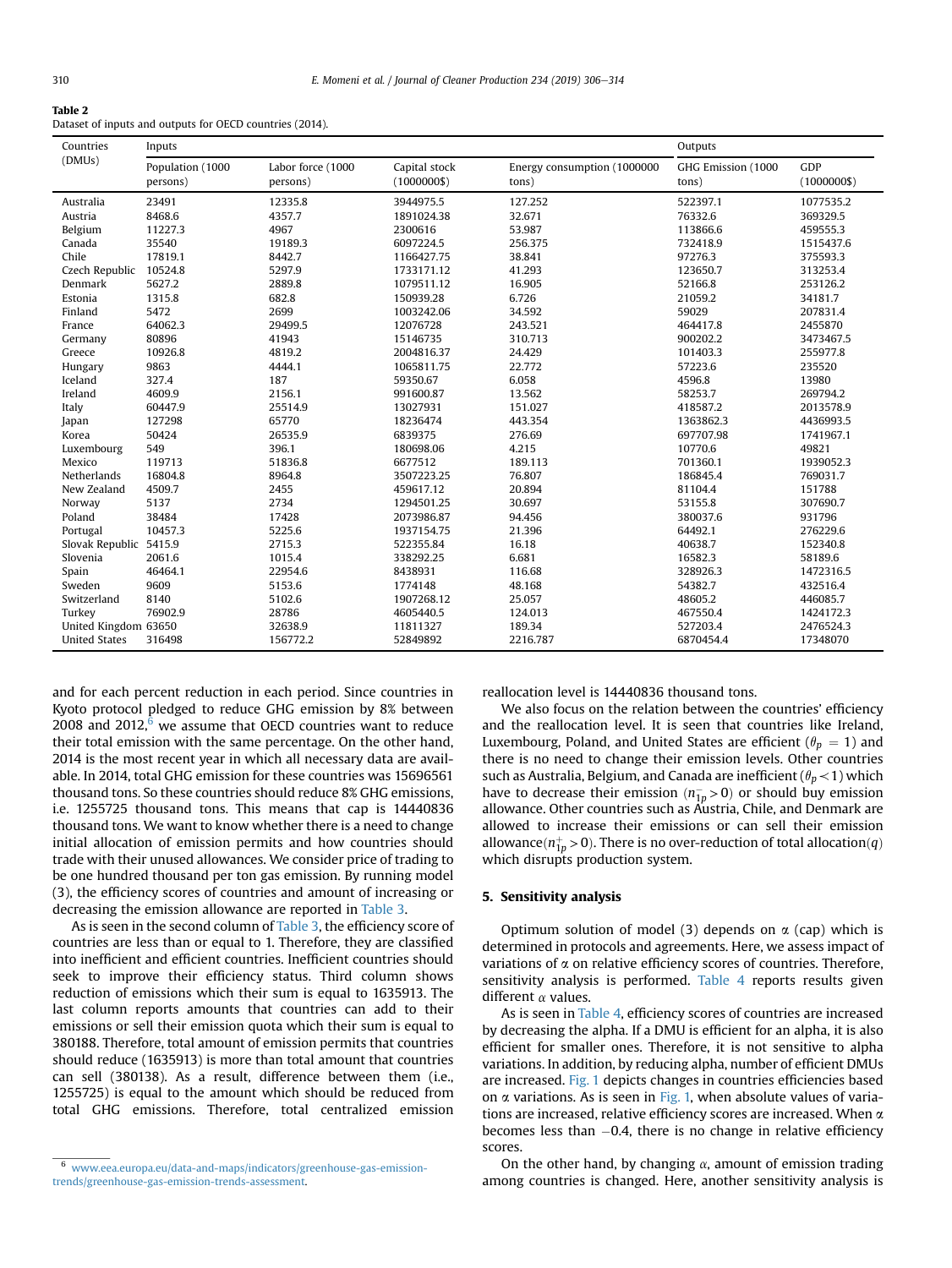**Table 2**
Dataset of inputs and outputs for OECD countries (2014).

| Countries (DMUs) | Inputs | | | | Outputs | |
|---|---|---|---|---|---|---|
| | Population (1000 persons) | Labor force (1000 persons) | Capital stock (1000000$) | Energy consumption (1000000 tons) | GHG Emission (1000 tons) | GDP (1000000$) |
| Australia | 23491 | 12335.8 | 3944975.5 | 127.252 | 522397.1 | 1077535.2 |
| Austria | 8468.6 | 4357.7 | 1891024.38 | 32.671 | 76332.6 | 369329.5 |
| Belgium | 11227.3 | 4967 | 2300616 | 53.987 | 113866.6 | 459555.3 |
| Canada | 35540 | 19189.3 | 6097224.5 | 256.375 | 732418.9 | 1515437.6 |
| Chile | 17819.1 | 8442.7 | 1166427.75 | 38.841 | 97276.3 | 375593.3 |
| Czech Republic | 10524.8 | 5297.9 | 1733171.12 | 41.293 | 123650.7 | 313253.4 |
| Denmark | 5627.2 | 2889.8 | 1079511.12 | 16.905 | 52166.8 | 253126.2 |
| Estonia | 1315.8 | 682.8 | 150939.28 | 6.726 | 21059.2 | 34181.7 |
| Finland | 5472 | 2699 | 1003242.06 | 34.592 | 59029 | 207831.4 |
| France | 64062.3 | 29499.5 | 12076728 | 243.521 | 464417.8 | 2455870 |
| Germany | 80896 | 41943 | 15146735 | 310.713 | 900202.2 | 3473467.5 |
| Greece | 10926.8 | 4819.2 | 2004816.37 | 24.429 | 101403.3 | 255977.8 |
| Hungary | 9863 | 4444.1 | 1065811.75 | 22.772 | 57223.6 | 235520 |
| Iceland | 327.4 | 187 | 59350.67 | 6.058 | 4596.8 | 13980 |
| Ireland | 4609.9 | 2156.1 | 991600.87 | 13.562 | 58253.7 | 269794.2 |
| Italy | 60447.9 | 25514.9 | 13027931 | 151.027 | 418587.2 | 2013578.9 |
| Japan | 127298 | 65770 | 18236474 | 443.354 | 1363862.3 | 4436993.5 |
| Korea | 50424 | 26535.9 | 6839375 | 276.69 | 697707.98 | 1741967.1 |
| Luxembourg | 549 | 396.1 | 180698.06 | 4.215 | 10770.6 | 49821 |
| Mexico | 119713 | 51836.8 | 6677512 | 189.113 | 701360.1 | 1939052.3 |
| Netherlands | 16804.8 | 8964.8 | 3507223.25 | 76.807 | 186845.4 | 769031.7 |
| New Zealand | 4509.7 | 2455 | 459617.12 | 20.894 | 81104.4 | 151788 |
| Norway | 5137 | 2734 | 1294501.25 | 30.697 | 53155.8 | 307690.7 |
| Poland | 38484 | 17428 | 2073986.87 | 94.456 | 380037.6 | 931796 |
| Portugal | 10457.3 | 5225.6 | 1937154.75 | 21.396 | 64492.1 | 276229.6 |
| Slovak Republic | 5415.9 | 2715.3 | 522355.84 | 16.18 | 40638.7 | 152340.8 |
| Slovenia | 2061.6 | 1015.4 | 338292.25 | 6.681 | 16582.3 | 58189.6 |
| Spain | 46464.1 | 22954.6 | 8438931 | 116.68 | 328926.3 | 1472316.5 |
| Sweden | 9609 | 5153.6 | 1774148 | 48.168 | 54382.7 | 432516.4 |
| Switzerland | 8140 | 5102.6 | 1907268.12 | 25.057 | 48605.2 | 446085.7 |
| Turkey | 76902.9 | 28786 | 4605440.5 | 124.013 | 467550.4 | 1424172.3 |
| United Kingdom | 63650 | 32638.9 | 11811327 | 189.34 | 527203.4 | 2476524.3 |
| United States | 316498 | 156772.2 | 52849892 | 2216.787 | 6870454.4 | 17348070 |

and for each percent reduction in each period. Since countries in Kyoto protocol pledged to reduce GHG emission by 8% between 2008 and 2012,[6] we assume that OECD countries want to reduce their total emission with the same percentage. On the other hand, 2014 is the most recent year in which all necessary data are available. In 2014, total GHG emission for these countries was 15696561 thousand tons. So these countries should reduce 8% GHG emissions, i.e. 1255725 thousand tons. This means that cap is 14440836 thousand tons. We want to know whether there is a need to change initial allocation of emission permits and how countries should trade with their unused allowances. We consider price of trading to be one hundred thousand per ton gas emission. By running model (3), the efficiency scores of countries and amount of increasing or decreasing the emission allowance are reported in Table 3.

As is seen in the second column of Table 3, the efficiency score of countries are less than or equal to 1. Therefore, they are classified into inefficient and efficient countries. Inefficient countries should seek to improve their efficiency status. Third column shows reduction of emissions which their sum is equal to 1635913. The last column reports amounts that countries can add to their emissions or sell their emission quota which their sum is equal to 380188. Therefore, total amount of emission permits that countries should reduce (1635913) is more than total amount that countries can sell (380138). As a result, difference between them (i.e., 1255725) is equal to the amount which should be reduced from total GHG emissions. Therefore, total centralized emission reallocation level is 14440836 thousand tons.

We also focus on the relation between the countries' efficiency and the reallocation level. It is seen that countries like Ireland, Luxembourg, Poland, and United States are efficient ($\theta_p = 1$) and there is no need to change their emission levels. Other countries such as Australia, Belgium, and Canada are inefficient ($\theta_p < 1$) which have to decrease their emission ($n_{1p}^- > 0$) or should buy emission allowance. Other countries such as Austria, Chile, and Denmark are allowed to increase their emissions or can sell their emission allowance($n_{1p}^+ > 0$). There is no over-reduction of total allocation($q$) which disrupts production system.

## 5. Sensitivity analysis

Optimum solution of model (3) depends on $\alpha$ (cap) which is determined in protocols and agreements. Here, we assess impact of variations of $\alpha$ on relative efficiency scores of countries. Therefore, sensitivity analysis is performed. Table 4 reports results given different $\alpha$ values.

As is seen in Table 4, efficiency scores of countries are increased by decreasing the alpha. If a DMU is efficient for an alpha, it is also efficient for smaller ones. Therefore, it is not sensitive to alpha variations. In addition, by reducing alpha, number of efficient DMUs are increased. Fig. 1 depicts changes in countries efficiencies based on $\alpha$ variations. As is seen in Fig. 1, when absolute values of variations are increased, relative efficiency scores are increased. When $\alpha$ becomes less than $-0.4$, there is no change in relative efficiency scores.

On the other hand, by changing $\alpha$, amount of emission trading among countries is changed. Here, another sensitivity analysis is

[6] www.eea.europa.eu/data-and-maps/indicators/greenhouse-gas-emission-trends/greenhouse-gas-emission-trends-assessment.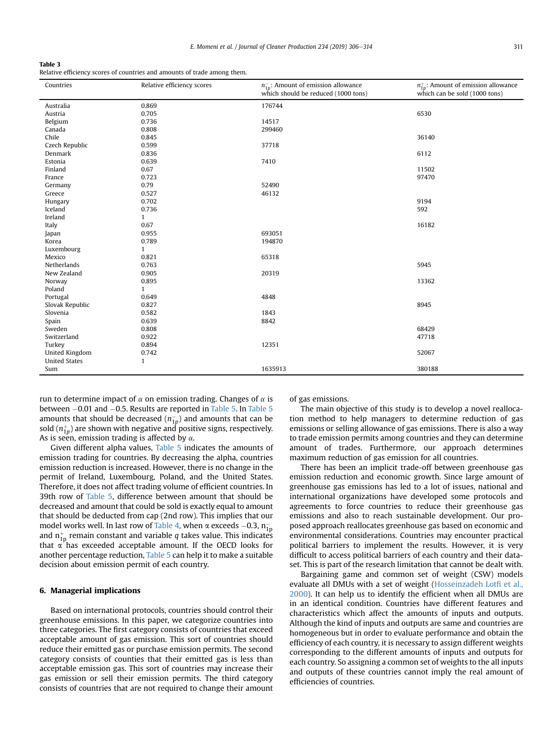**Table 3**
Relative efficiency scores of countries and amounts of trade among them.

| Countries | Relative efficiency scores | $n^{-}_{1p}$: Amount of emission allowance which should be reduced (1000 tons) | $n^{+}_{1p}$: Amount of emission allowance which can be sold (1000 tons) |
|---|---|---|---|
| Australia | 0.869 | 176744 | |
| Austria | 0.705 | | 6530 |
| Belgium | 0.736 | 14517 | |
| Canada | 0.808 | 299460 | |
| Chile | 0.845 | | 36140 |
| Czech Republic | 0.599 | 37718 | |
| Denmark | 0.836 | | 6112 |
| Estonia | 0.639 | 7410 | |
| Finland | 0.67 | | 11502 |
| France | 0.723 | | 97470 |
| Germany | 0.79 | 52490 | |
| Greece | 0.527 | 46132 | |
| Hungary | 0.702 | | 9194 |
| Iceland | 0.736 | | 592 |
| Ireland | 1 | | |
| Italy | 0.67 | | 16182 |
| Japan | 0.955 | 693051 | |
| Korea | 0.789 | 194870 | |
| Luxembourg | 1 | | |
| Mexico | 0.821 | 65318 | |
| Netherlands | 0.763 | | 5945 |
| New Zealand | 0.905 | 20319 | |
| Norway | 0.895 | | 13362 |
| Poland | 1 | | |
| Portugal | 0.649 | 4848 | |
| Slovak Republic | 0.827 | | 8945 |
| Slovenia | 0.582 | 1843 | |
| Spain | 0.639 | 8842 | |
| Sweden | 0.808 | | 68429 |
| Switzerland | 0.922 | | 47718 |
| Turkey | 0.894 | 12351 | |
| United Kingdom | 0.742 | | 52067 |
| United States | 1 | | |
| Sum | | 1635913 | 380188 |

run to determine impact of $\alpha$ on emission trading. Changes of $\alpha$ is between $-0.01$ and $-0.5$. Results are reported in Table 5. In Table 5 amounts that should be decreased ($n^{-}_{1p}$) and amounts that can be sold ($n^{+}_{1p}$) are shown with negative and positive signs, respectively. As is seen, emission trading is affected by $\alpha$.

Given different alpha values, Table 5 indicates the amounts of emission trading for countries. By decreasing the alpha, countries emission reduction is increased. However, there is no change in the permit of Ireland, Luxembourg, Poland, and the United States. Therefore, it does not affect trading volume of efficient countries. In 39th row of Table 5, difference between amount that should be decreased and amount that could be sold is exactly equal to amount that should be deducted from cap (2nd row). This implies that our model works well. In last row of Table 4, when $\alpha$ exceeds $-0.3$, $n^{-}_{1p}$ and $n^{+}_{1p}$ remain constant and variable $q$ takes value. This indicates that $\alpha$ has exceeded acceptable amount. If the OECD looks for another percentage reduction, Table 5 can help it to make a suitable decision about emission permit of each country.

## 6. Managerial implications

Based on international protocols, countries should control their greenhouse emissions. In this paper, we categorize countries into three categories. The first category consists of countries that exceed acceptable amount of gas emission. This sort of countries should reduce their emitted gas or purchase emission permits. The second category consists of counties that their emitted gas is less than acceptable emission gas. This sort of countries may increase their gas emission or sell their emission permits. The third category consists of countries that are not required to change their amount of gas emissions.

The main objective of this study is to develop a novel reallocation method to help managers to determine reduction of gas emissions or selling allowance of gas emissions. There is also a way to trade emission permits among countries and they can determine amount of trades. Furthermore, our approach determines maximum reduction of gas emission for all countries.

There has been an implicit trade-off between greenhouse gas emission reduction and economic growth. Since large amount of greenhouse gas emissions has led to a lot of issues, national and international organizations have developed some protocols and agreements to force countries to reduce their greenhouse gas emissions and also to reach sustainable development. Our proposed approach reallocates greenhouse gas based on economic and environmental considerations. Countries may encounter practical political barriers to implement the results. However, it is very difficult to access political barriers of each country and their dataset. This is part of the research limitation that cannot be dealt with.

Bargaining game and common set of weight (CSW) models evaluate all DMUs with a set of weight (Hosseinzadeh Lotfi et al., 2000). It can help us to identify the efficient when all DMUs are in an identical condition. Countries have different features and characteristics which affect the amounts of inputs and outputs. Although the kind of inputs and outputs are same and countries are homogeneous but in order to evaluate performance and obtain the efficiency of each country, it is necessary to assign different weights corresponding to the different amounts of inputs and outputs for each country. So assigning a common set of weights to the all inputs and outputs of these countries cannot imply the real amount of efficiencies of countries.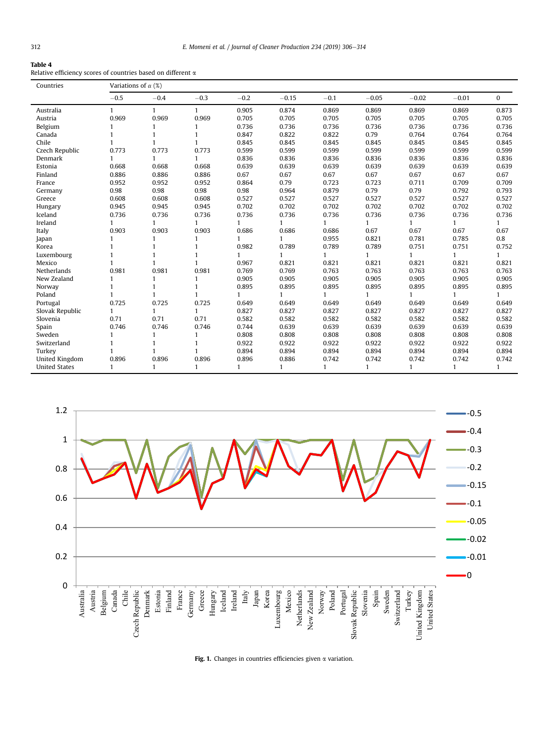**Table 4**
Relative efficiency scores of countries based on different $\alpha$

| Countries | Variations of $\alpha$ (%) | | | | | | | | | |
|---|---|---|---|---|---|---|---|---|---|---|
| | −0.5 | −0.4 | −0.3 | −0.2 | −0.15 | −0.1 | −0.05 | −0.02 | −0.01 | 0 |
| Australia | 1 | 1 | 1 | 0.905 | 0.874 | 0.869 | 0.869 | 0.869 | 0.869 | 0.873 |
| Austria | 0.969 | 0.969 | 0.969 | 0.705 | 0.705 | 0.705 | 0.705 | 0.705 | 0.705 | 0.705 |
| Belgium | 1 | 1 | 1 | 0.736 | 0.736 | 0.736 | 0.736 | 0.736 | 0.736 | 0.736 |
| Canada | 1 | 1 | 1 | 0.847 | 0.822 | 0.822 | 0.79 | 0.764 | 0.764 | 0.764 |
| Chile | 1 | 1 | 1 | 0.845 | 0.845 | 0.845 | 0.845 | 0.845 | 0.845 | 0.845 |
| Czech Republic | 0.773 | 0.773 | 0.773 | 0.599 | 0.599 | 0.599 | 0.599 | 0.599 | 0.599 | 0.599 |
| Denmark | 1 | 1 | 1 | 0.836 | 0.836 | 0.836 | 0.836 | 0.836 | 0.836 | 0.836 |
| Estonia | 0.668 | 0.668 | 0.668 | 0.639 | 0.639 | 0.639 | 0.639 | 0.639 | 0.639 | 0.639 |
| Finland | 0.886 | 0.886 | 0.886 | 0.67 | 0.67 | 0.67 | 0.67 | 0.67 | 0.67 | 0.67 |
| France | 0.952 | 0.952 | 0.952 | 0.864 | 0.79 | 0.723 | 0.723 | 0.711 | 0.709 | 0.709 |
| Germany | 0.98 | 0.98 | 0.98 | 0.98 | 0.964 | 0.879 | 0.79 | 0.79 | 0.792 | 0.793 |
| Greece | 0.608 | 0.608 | 0.608 | 0.527 | 0.527 | 0.527 | 0.527 | 0.527 | 0.527 | 0.527 |
| Hungary | 0.945 | 0.945 | 0.945 | 0.702 | 0.702 | 0.702 | 0.702 | 0.702 | 0.702 | 0.702 |
| Iceland | 0.736 | 0.736 | 0.736 | 0.736 | 0.736 | 0.736 | 0.736 | 0.736 | 0.736 | 0.736 |
| Ireland | 1 | 1 | 1 | 1 | 1 | 1 | 1 | 1 | 1 | 1 |
| Italy | 0.903 | 0.903 | 0.903 | 0.686 | 0.686 | 0.686 | 0.67 | 0.67 | 0.67 | 0.67 |
| Japan | 1 | 1 | 1 | 1 | 1 | 0.955 | 0.821 | 0.781 | 0.785 | 0.8 |
| Korea | 1 | 1 | 1 | 0.982 | 0.789 | 0.789 | 0.789 | 0.751 | 0.751 | 0.752 |
| Luxembourg | 1 | 1 | 1 | 1 | 1 | 1 | 1 | 1 | 1 | 1 |
| Mexico | 1 | 1 | 1 | 0.967 | 0.821 | 0.821 | 0.821 | 0.821 | 0.821 | 0.821 |
| Netherlands | 0.981 | 0.981 | 0.981 | 0.769 | 0.769 | 0.763 | 0.763 | 0.763 | 0.763 | 0.763 |
| New Zealand | 1 | 1 | 1 | 0.905 | 0.905 | 0.905 | 0.905 | 0.905 | 0.905 | 0.905 |
| Norway | 1 | 1 | 1 | 0.895 | 0.895 | 0.895 | 0.895 | 0.895 | 0.895 | 0.895 |
| Poland | 1 | 1 | 1 | 1 | 1 | 1 | 1 | 1 | 1 | 1 |
| Portugal | 0.725 | 0.725 | 0.725 | 0.649 | 0.649 | 0.649 | 0.649 | 0.649 | 0.649 | 0.649 |
| Slovak Republic | 1 | 1 | 1 | 0.827 | 0.827 | 0.827 | 0.827 | 0.827 | 0.827 | 0.827 |
| Slovenia | 0.71 | 0.71 | 0.71 | 0.582 | 0.582 | 0.582 | 0.582 | 0.582 | 0.582 | 0.582 |
| Spain | 0.746 | 0.746 | 0.746 | 0.744 | 0.639 | 0.639 | 0.639 | 0.639 | 0.639 | 0.639 |
| Sweden | 1 | 1 | 1 | 0.808 | 0.808 | 0.808 | 0.808 | 0.808 | 0.808 | 0.808 |
| Switzerland | 1 | 1 | 1 | 0.922 | 0.922 | 0.922 | 0.922 | 0.922 | 0.922 | 0.922 |
| Turkey | 1 | 1 | 1 | 0.894 | 0.894 | 0.894 | 0.894 | 0.894 | 0.894 | 0.894 |
| United Kingdom | 0.896 | 0.896 | 0.896 | 0.896 | 0.886 | 0.742 | 0.742 | 0.742 | 0.742 | 0.742 |
| United States | 1 | 1 | 1 | 1 | 1 | 1 | 1 | 1 | 1 | 1 |

**Fig. 1.** Changes in countries efficiencies given $\alpha$ variation.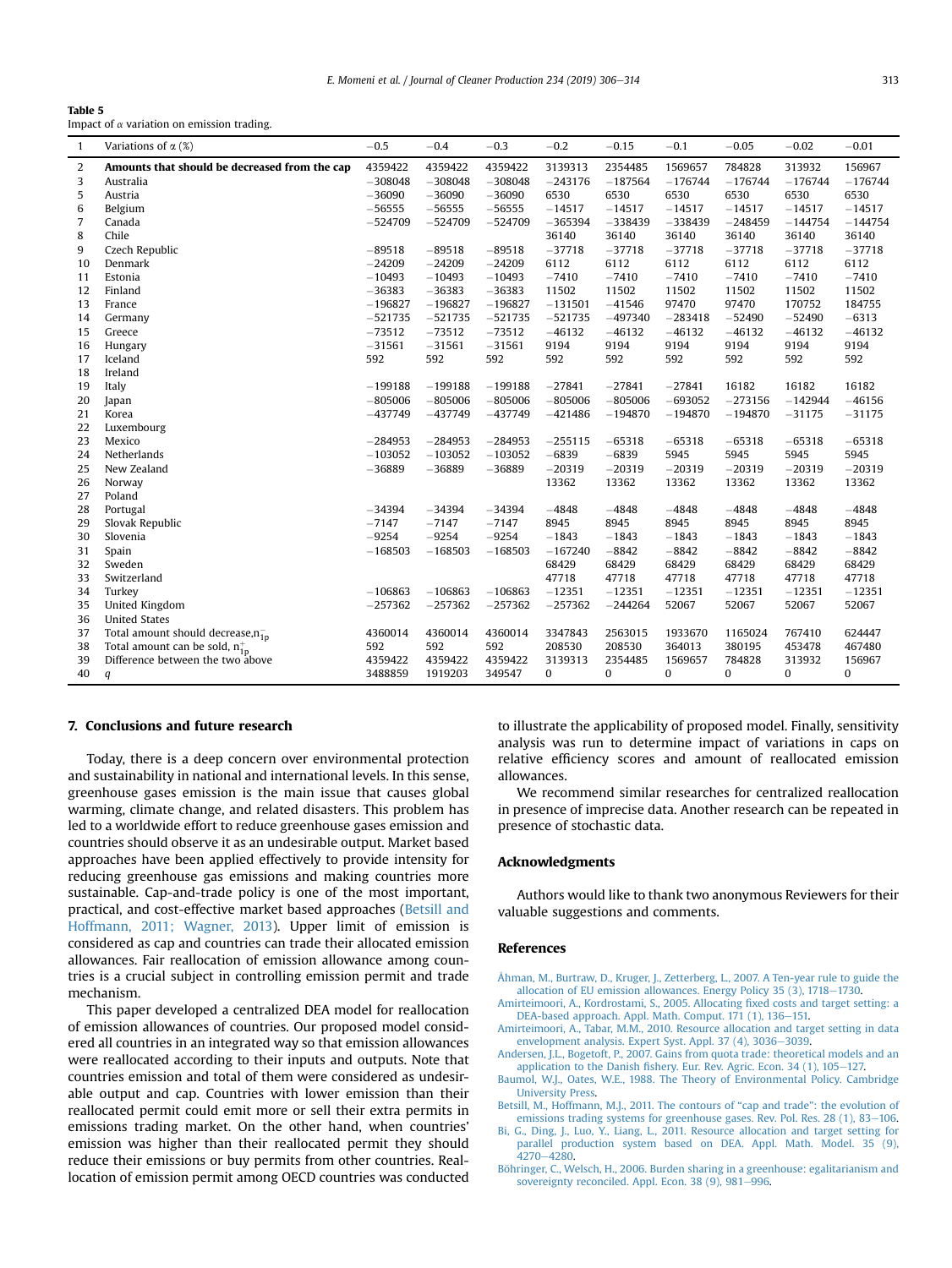**Table 5**
Impact of α variation on emission trading.

| 1 | Variations of α (%) | −0.5 | −0.4 | −0.3 | −0.2 | −0.15 | −0.1 | −0.05 | −0.02 | −0.01 |
|---|---|---|---|---|---|---|---|---|---|---|
| 2 | **Amounts that should be decreased from the cap** | 4359422 | 4359422 | 4359422 | 3139313 | 2354485 | 1569657 | 784828 | 313932 | 156967 |
| 3 | Australia | −308048 | −308048 | −308048 | −243176 | −187564 | −176744 | −176744 | −176744 | −176744 |
| 5 | Austria | −36090 | −36090 | −36090 | 6530 | 6530 | 6530 | 6530 | 6530 | 6530 |
| 6 | Belgium | −56555 | −56555 | −56555 | −14517 | −14517 | −14517 | −14517 | −14517 | −14517 |
| 7 | Canada | −524709 | −524709 | −524709 | −365394 | −338439 | −338439 | −248459 | −144754 | −144754 |
| 8 | Chile | | | | 36140 | 36140 | 36140 | 36140 | 36140 | 36140 |
| 9 | Czech Republic | −89518 | −89518 | −89518 | −37718 | −37718 | −37718 | −37718 | −37718 | −37718 |
| 10 | Denmark | −24209 | −24209 | −24209 | 6112 | 6112 | 6112 | 6112 | 6112 | 6112 |
| 11 | Estonia | −10493 | −10493 | −10493 | −7410 | −7410 | −7410 | −7410 | −7410 | −7410 |
| 12 | Finland | −36383 | −36383 | −36383 | 11502 | 11502 | 11502 | 11502 | 11502 | 11502 |
| 13 | France | −196827 | −196827 | −196827 | −131501 | −41546 | 97470 | 97470 | 170752 | 184755 |
| 14 | Germany | −521735 | −521735 | −521735 | −521735 | −497340 | −283418 | −52490 | −52490 | −6313 |
| 15 | Greece | −73512 | −73512 | −73512 | −46132 | −46132 | −46132 | −46132 | −46132 | −46132 |
| 16 | Hungary | −31561 | −31561 | −31561 | 9194 | 9194 | 9194 | 9194 | 9194 | 9194 |
| 17 | Iceland | 592 | 592 | 592 | 592 | 592 | 592 | 592 | 592 | 592 |
| 18 | Ireland | | | | | | | | | |
| 19 | Italy | −199188 | −199188 | −199188 | −27841 | −27841 | −27841 | 16182 | 16182 | 16182 |
| 20 | Japan | −805006 | −805006 | −805006 | −805006 | −805006 | −693052 | −273156 | −142944 | −46156 |
| 21 | Korea | −437749 | −437749 | −437749 | −421486 | −194870 | −194870 | −194870 | −31175 | −31175 |
| 22 | Luxembourg | | | | | | | | | |
| 23 | Mexico | −284953 | −284953 | −284953 | −255115 | −65318 | −65318 | −65318 | −65318 | −65318 |
| 24 | Netherlands | −103052 | −103052 | −103052 | −6839 | −6839 | 5945 | 5945 | 5945 | 5945 |
| 25 | New Zealand | −36889 | −36889 | −36889 | −20319 | −20319 | −20319 | −20319 | −20319 | −20319 |
| 26 | Norway | | | | 13362 | 13362 | 13362 | 13362 | 13362 | 13362 |
| 27 | Poland | | | | | | | | | |
| 28 | Portugal | −34394 | −34394 | −34394 | −4848 | −4848 | −4848 | −4848 | −4848 | −4848 |
| 29 | Slovak Republic | −7147 | −7147 | −7147 | 8945 | 8945 | 8945 | 8945 | 8945 | 8945 |
| 30 | Slovenia | −9254 | −9254 | −9254 | −1843 | −1843 | −1843 | −1843 | −1843 | −1843 |
| 31 | Spain | −168503 | −168503 | −168503 | −167240 | −8842 | −8842 | −8842 | −8842 | −8842 |
| 32 | Sweden | | | | 68429 | 68429 | 68429 | 68429 | 68429 | 68429 |
| 33 | Switzerland | | | | 47718 | 47718 | 47718 | 47718 | 47718 | 47718 |
| 34 | Turkey | −106863 | −106863 | −106863 | −12351 | −12351 | −12351 | −12351 | −12351 | −12351 |
| 35 | United Kingdom | −257362 | −257362 | −257362 | −257362 | −244264 | 52067 | 52067 | 52067 | 52067 |
| 36 | United States | | | | | | | | | |
| 37 | Total amount should decrease, $n^{-}_{1p}$ | 4360014 | 4360014 | 4360014 | 3347843 | 2563015 | 1933670 | 1165024 | 767410 | 624447 |
| 38 | Total amount can be sold, $n^{+}_{1p}$ | 592 | 592 | 592 | 208530 | 208530 | 364013 | 380195 | 453478 | 467480 |
| 39 | Difference between the two above | 4359422 | 4359422 | 4359422 | 3139313 | 2354485 | 1569657 | 784828 | 313932 | 156967 |
| 40 | $q$ | 3488859 | 1919203 | 349547 | 0 | 0 | 0 | 0 | 0 | 0 |

## 7. Conclusions and future research

Today, there is a deep concern over environmental protection and sustainability in national and international levels. In this sense, greenhouse gases emission is the main issue that causes global warming, climate change, and related disasters. This problem has led to a worldwide effort to reduce greenhouse gases emission and countries should observe it as an undesirable output. Market based approaches have been applied effectively to provide intensity for reducing greenhouse gas emissions and making countries more sustainable. Cap-and-trade policy is one of the most important, practical, and cost-effective market based approaches (Betsill and Hoffmann, 2011; Wagner, 2013). Upper limit of emission is considered as cap and countries can trade their allocated emission allowances. Fair reallocation of emission allowance among countries is a crucial subject in controlling emission permit and trade mechanism.

This paper developed a centralized DEA model for reallocation of emission allowances of countries. Our proposed model considered all countries in an integrated way so that emission allowances were reallocated according to their inputs and outputs. Note that countries emission and total of them were considered as undesirable output and cap. Countries with lower emission than their reallocated permit could emit more or sell their extra permits in emissions trading market. On the other hand, when countries' emission was higher than their reallocated permit they should reduce their emissions or buy permits from other countries. Reallocation of emission permit among OECD countries was conducted to illustrate the applicability of proposed model. Finally, sensitivity analysis was run to determine impact of variations in caps on relative efficiency scores and amount of reallocated emission allowances.

We recommend similar researches for centralized reallocation in presence of imprecise data. Another research can be repeated in presence of stochastic data.

## Acknowledgments

Authors would like to thank two anonymous Reviewers for their valuable suggestions and comments.

## References

Åhman, M., Burtraw, D., Kruger, J., Zetterberg, L., 2007. A Ten-year rule to guide the allocation of EU emission allowances. Energy Policy 35 (3), 1718–1730.

Amirteimoori, A., Kordrostami, S., 2005. Allocating fixed costs and target setting: a DEA-based approach. Appl. Math. Comput. 171 (1), 136–151.

Amirteimoori, A., Tabar, M.M., 2010. Resource allocation and target setting in data envelopment analysis. Expert Syst. Appl. 37 (4), 3036–3039.

Andersen, J.L., Bogetoft, P., 2007. Gains from quota trade: theoretical models and an application to the Danish fishery. Eur. Rev. Agric. Econ. 34 (1), 105–127.

Baumol, W.J., Oates, W.E., 1988. The Theory of Environmental Policy. Cambridge University Press.

Betsill, M., Hoffmann, M.J., 2011. The contours of "cap and trade": the evolution of emissions trading systems for greenhouse gases. Rev. Pol. Res. 28 (1), 83–106.

Bi, G., Ding, J., Luo, Y., Liang, L., 2011. Resource allocation and target setting for parallel production system based on DEA. Appl. Math. Model. 35 (9), 4270–4280.

Böhringer, C., Welsch, H., 2006. Burden sharing in a greenhouse: egalitarianism and sovereignty reconciled. Appl. Econ. 38 (9), 981–996.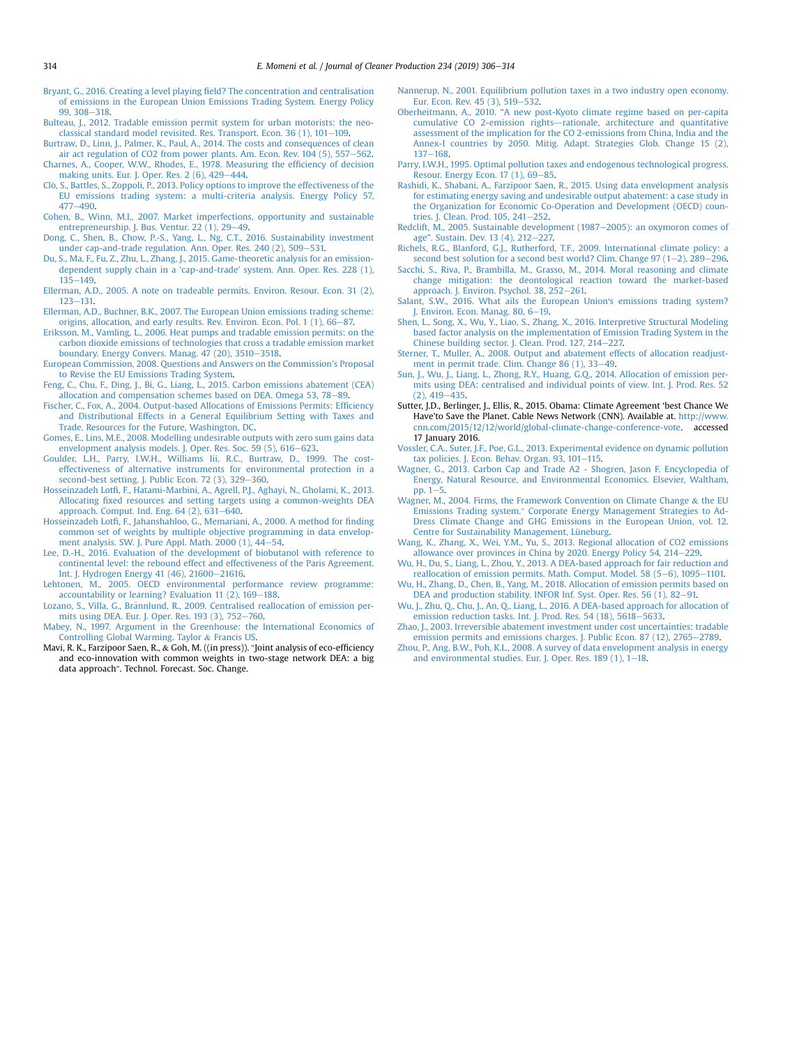Bryant, G., 2016. Creating a level playing field? The concentration and centralisation of emissions in the European Union Emissions Trading System. Energy Policy 99, 308–318.

Bulteau, J., 2012. Tradable emission permit system for urban motorists: the neo-classical standard model revisited. Res. Transport. Econ. 36 (1), 101–109.

Burtraw, D., Linn, J., Palmer, K., Paul, A., 2014. The costs and consequences of clean air act regulation of CO2 from power plants. Am. Econ. Rev. 104 (5), 557–562.

Charnes, A., Cooper, W.W., Rhodes, E., 1978. Measuring the efficiency of decision making units. Eur. J. Oper. Res. 2 (6), 429–444.

Clò, S., Battles, S., Zoppoli, P., 2013. Policy options to improve the effectiveness of the EU emissions trading system: a multi-criteria analysis. Energy Policy 57, 477–490.

Cohen, B., Winn, M.I., 2007. Market imperfections, opportunity and sustainable entrepreneurship. J. Bus. Ventur. 22 (1), 29–49.

Dong, C., Shen, B., Chow, P.-S., Yang, L., Ng, C.T., 2016. Sustainability investment under cap-and-trade regulation. Ann. Oper. Res. 240 (2), 509–531.

Du, S., Ma, F., Fu, Z., Zhu, L., Zhang, J., 2015. Game-theoretic analysis for an emission-dependent supply chain in a 'cap-and-trade' system. Ann. Oper. Res. 228 (1), 135–149.

Ellerman, A.D., 2005. A note on tradeable permits. Environ. Resour. Econ. 31 (2), 123–131.

Ellerman, A.D., Buchner, B.K., 2007. The European Union emissions trading scheme: origins, allocation, and early results. Rev. Environ. Econ. Pol. 1 (1), 66–87.

Eriksson, M., Vamling, L., 2006. Heat pumps and tradable emission permits: on the carbon dioxide emissions of technologies that cross a tradable emission market boundary. Energy Convers. Manag. 47 (20), 3510–3518.

European Commission, 2008. Questions and Answers on the Commission's Proposal to Revise the EU Emissions Trading System.

Feng, C., Chu, F., Ding, J., Bi, G., Liang, L., 2015. Carbon emissions abatement (CEA) allocation and compensation schemes based on DEA. Omega 53, 78–89.

Fischer, C., Fox, A., 2004. Output-based Allocations of Emissions Permits: Efficiency and Distributional Effects in a General Equilibrium Setting with Taxes and Trade. Resources for the Future, Washington, DC.

Gomes, E., Lins, M.E., 2008. Modelling undesirable outputs with zero sum gains data envelopment analysis models. J. Oper. Res. Soc. 59 (5), 616–623.

Goulder, L.H., Parry, I.W.H., Williams Iii, R.C., Burtraw, D., 1999. The cost-effectiveness of alternative instruments for environmental protection in a second-best setting. J. Public Econ. 72 (3), 329–360.

Hosseinzadeh Lotfi, F., Hatami-Marbini, A., Agrell, P.J., Aghayi, N., Gholami, K., 2013. Allocating fixed resources and setting targets using a common-weights DEA approach. Comput. Ind. Eng. 64 (2), 631–640.

Hosseinzadeh Lotfi, F., Jahanshahloo, G., Memariani, A., 2000. A method for finding common set of weights by multiple objective programming in data envelopment analysis. SW. J. Pure Appl. Math. 2000 (1), 44–54.

Lee, D.-H., 2016. Evaluation of the development of biobutanol with reference to continental level: the rebound effect and effectiveness of the Paris Agreement. Int. J. Hydrogen Energy 41 (46), 21600–21616.

Lehtonen, M., 2005. OECD environmental performance review programme: accountability or learning? Evaluation 11 (2), 169–188.

Lozano, S., Villa, G., Brännlund, R., 2009. Centralised reallocation of emission permits using DEA. Eur. J. Oper. Res. 193 (3), 752–760.

Mabey, N., 1997. Argument in the Greenhouse: the International Economics of Controlling Global Warming. Taylor & Francis US.

Mavi, R. K., Farzipoor Saen, R., & Goh, M. ((in press)). "Joint analysis of eco-efficiency and eco-innovation with common weights in two-stage network DEA: a big data approach". Technol. Forecast. Soc. Change.

Nannerup, N., 2001. Equilibrium pollution taxes in a two industry open economy. Eur. Econ. Rev. 45 (3), 519–532.

Oberheitmann, A., 2010. "A new post-Kyoto climate regime based on per-capita cumulative CO 2-emission rights—rationale, architecture and quantitative assessment of the implication for the CO 2-emissions from China, India and the Annex-I countries by 2050. Mitig. Adapt. Strategies Glob. Change 15 (2), 137–168.

Parry, I.W.H., 1995. Optimal pollution taxes and endogenous technological progress. Resour. Energy Econ. 17 (1), 69–85.

Rashidi, K., Shabani, A., Farzipoor Saen, R., 2015. Using data envelopment analysis for estimating energy saving and undesirable output abatement: a case study in the Organization for Economic Co-Operation and Development (OECD) countries. J. Clean. Prod. 105, 241–252.

Redclift, M., 2005. Sustainable development (1987–2005): an oxymoron comes of age". Sustain. Dev. 13 (4), 212–227.

Richels, R.G., Blanford, G.J., Rutherford, T.F., 2009. International climate policy: a second best solution for a second best world? Clim. Change 97 (1–2), 289–296.

Sacchi, S., Riva, P., Brambilla, M., Grasso, M., 2014. Moral reasoning and climate change mitigation: the deontological reaction toward the market-based approach. J. Environ. Psychol. 38, 252–261.

Salant, S.W., 2016. What ails the European Union's emissions trading system? J. Environ. Econ. Manag. 80, 6–19.

Shen, L., Song, X., Wu, Y., Liao, S., Zhang, X., 2016. Interpretive Structural Modeling based factor analysis on the implementation of Emission Trading System in the Chinese building sector. J. Clean. Prod. 127, 214–227.

Sterner, T., Muller, A., 2008. Output and abatement effects of allocation readjustment in permit trade. Clim. Change 86 (1), 33–49.

Sun, J., Wu, J., Liang, L., Zhong, R.Y., Huang, G.Q., 2014. Allocation of emission permits using DEA: centralised and individual points of view. Int. J. Prod. Res. 52 (2), 419–435.

Sutter, J.D., Berlinger, J., Ellis, R., 2015. Obama: Climate Agreement 'best Chance We Have'to Save the Planet. Cable News Network (CNN). Available at. http://www.cnn.com/2015/12/12/world/global-climate-change-conference-vote. accessed 17 January 2016.

Vossler, C.A., Suter, J.F., Poe, G.L., 2013. Experimental evidence on dynamic pollution tax policies. J. Econ. Behav. Organ. 93, 101–115.

Wagner, G., 2013. Carbon Cap and Trade A2 - Shogren, Jason F. Encyclopedia of Energy, Natural Resource, and Environmental Economics. Elsevier, Waltham, pp. 1–5.

Wagner, M., 2004. Firms, the Framework Convention on Climate Change & the EU Emissions Trading system." Corporate Energy Management Strategies to Ad-Dress Climate Change and GHG Emissions in the European Union, vol. 12. Centre for Sustainability Management, Lüneburg.

Wang, K., Zhang, X., Wei, Y.M., Yu, S., 2013. Regional allocation of CO2 emissions allowance over provinces in China by 2020. Energy Policy 54, 214–229.

Wu, H., Du, S., Liang, L., Zhou, Y., 2013. A DEA-based approach for fair reduction and reallocation of emission permits. Math. Comput. Model. 58 (5–6), 1095–1101.

Wu, H., Zhang, D., Chen, B., Yang, M., 2018. Allocation of emission permits based on DEA and production stability. INFOR Inf. Syst. Oper. Res. 56 (1), 82–91.

Wu, J., Zhu, Q., Chu, J., An, Q., Liang, L., 2016. A DEA-based approach for allocation of emission reduction tasks. Int. J. Prod. Res. 54 (18), 5618–5633.

Zhao, J., 2003. Irreversible abatement investment under cost uncertainties: tradable emission permits and emissions charges. J. Public Econ. 87 (12), 2765–2789.

Zhou, P., Ang, B.W., Poh, K.L., 2008. A survey of data envelopment analysis in energy and environmental studies. Eur. J. Oper. Res. 189 (1), 1–18.